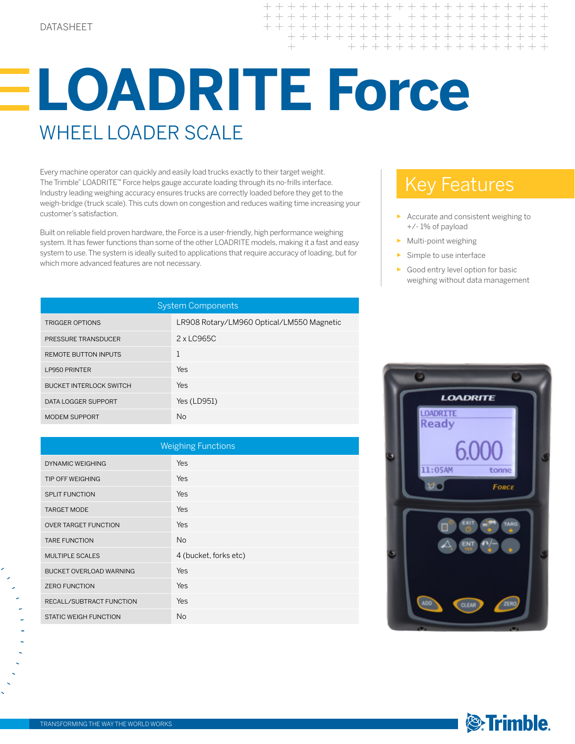DATASHEET

# LOADRITE Force

## WHEEL LOADER SCALE

Every machine operator can quickly and easily load trucks exactly to their target weight. The Trimble® LOADRITE™ Force helps gauge accurate loading through its no-frills interface. Industry leading weighing accuracy ensures trucks are correctly loaded before they get to the weigh-bridge (truck scale). This cuts down on congestion and reduces waiting time increasing your customer's satisfaction.

Built on reliable field proven hardware, the Force is a user-friendly, high performance weighing system. It has fewer functions than some of the other LOADRITE models, making it a fast and easy system to use. The system is ideally suited to applications that require accuracy of loading, but for which more advanced features are not necessary.

## Key Features

- Accurate and consistent weighing to +/- 1% of payload
- Multi-point weighing
- Simple to use interface
- Good entry level option for basic weighing without data management

| System Components | |
|---|---|
| TRIGGER OPTIONS | LR908 Rotary/LM960 Optical/LM550 Magnetic |
| PRESSURE TRANSDUCER | 2 x LC965C |
| REMOTE BUTTON INPUTS | 1 |
| LP950 PRINTER | Yes |
| BUCKET INTERLOCK SWITCH | Yes |
| DATA LOGGER SUPPORT | Yes (LD951) |
| MODEM SUPPORT | No |

| Weighing Functions | |
|---|---|
| DYNAMIC WEIGHING | Yes |
| TIP OFF WEIGHING | Yes |
| SPLIT FUNCTION | Yes |
| TARGET MODE | Yes |
| OVER TARGET FUNCTION | Yes |
| TARE FUNCTION | No |
| MULTIPLE SCALES | 4 (bucket, forks etc) |
| BUCKET OVERLOAD WARNING | Yes |
| ZERO FUNCTION | Yes |
| RECALL/SUBTRACT FUNCTION | Yes |
| STATIC WEIGH FUNCTION | No |

TRANSFORMING THE WAY THE WORLD WORKS

Trimble.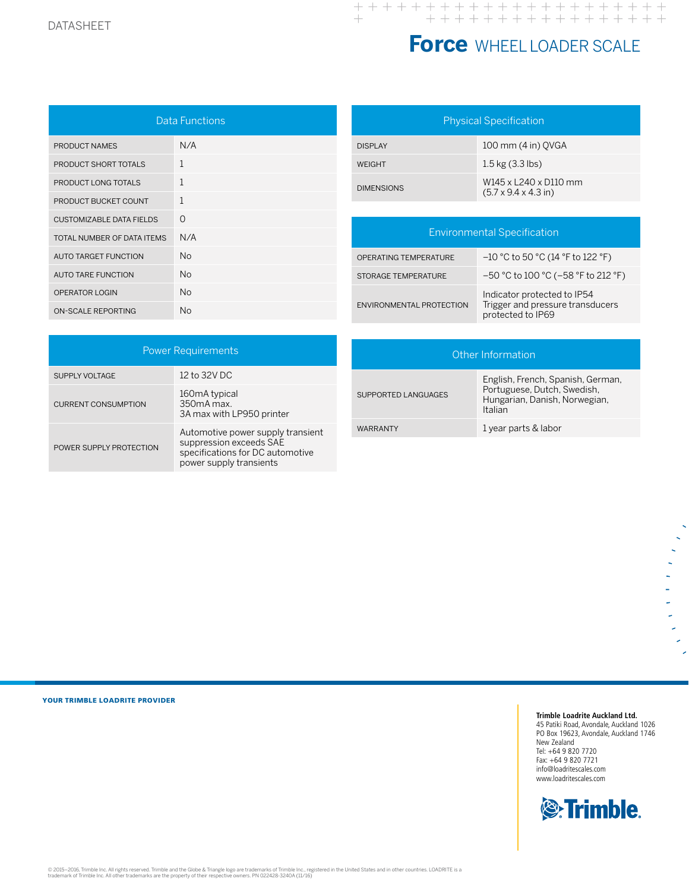DATASHEET

# Force WHEEL LOADER SCALE

| Data Functions | |
|---|---|
| PRODUCT NAMES | N/A |
| PRODUCT SHORT TOTALS | 1 |
| PRODUCT LONG TOTALS | 1 |
| PRODUCT BUCKET COUNT | 1 |
| CUSTOMIZABLE DATA FIELDS | 0 |
| TOTAL NUMBER OF DATA ITEMS | N/A |
| AUTO TARGET FUNCTION | No |
| AUTO TARE FUNCTION | No |
| OPERATOR LOGIN | No |
| ON-SCALE REPORTING | No |

| Power Requirements | |
|---|---|
| SUPPLY VOLTAGE | 12 to 32V DC |
| CURRENT CONSUMPTION | 160mA typical<br>350mA max.<br>3A max with LP950 printer |
| POWER SUPPLY PROTECTION | Automotive power supply transient suppression exceeds SAE specifications for DC automotive power supply transients |

| Physical Specification | |
|---|---|
| DISPLAY | 100 mm (4 in) QVGA |
| WEIGHT | 1.5 kg (3.3 lbs) |
| DIMENSIONS | W145 x L240 x D110 mm<br>(5.7 x 9.4 x 4.3 in) |

| Environmental Specification | |
|---|---|
| OPERATING TEMPERATURE | –10 °C to 50 °C (14 °F to 122 °F) |
| STORAGE TEMPERATURE | –50 °C to 100 °C (–58 °F to 212 °F) |
| ENVIRONMENTAL PROTECTION | Indicator protected to IP54<br>Trigger and pressure transducers protected to IP69 |

| Other Information | |
|---|---|
| SUPPORTED LANGUAGES | English, French, Spanish, German, Portuguese, Dutch, Swedish, Hungarian, Danish, Norwegian, Italian |
| WARRANTY | 1 year parts & labor |

**YOUR TRIMBLE LOADRITE PROVIDER**

**Trimble Loadrite Auckland Ltd.**
45 Patiki Road, Avondale, Auckland 1026
PO Box 19623, Avondale, Auckland 1746
New Zealand
Tel: +64 9 820 7720
Fax: +64 9 820 7721
info@loadritescales.com
www.loadritescales.com

Trimble.

© 2015–2016, Trimble Inc. All rights reserved. Trimble and the Globe & Triangle logo are trademarks of Trimble Inc., registered in the United States and in other countries. LOADRITE is a trademark of Trimble Inc. All other trademarks are the property of their respective owners. PN 022428-3240A (11/16)